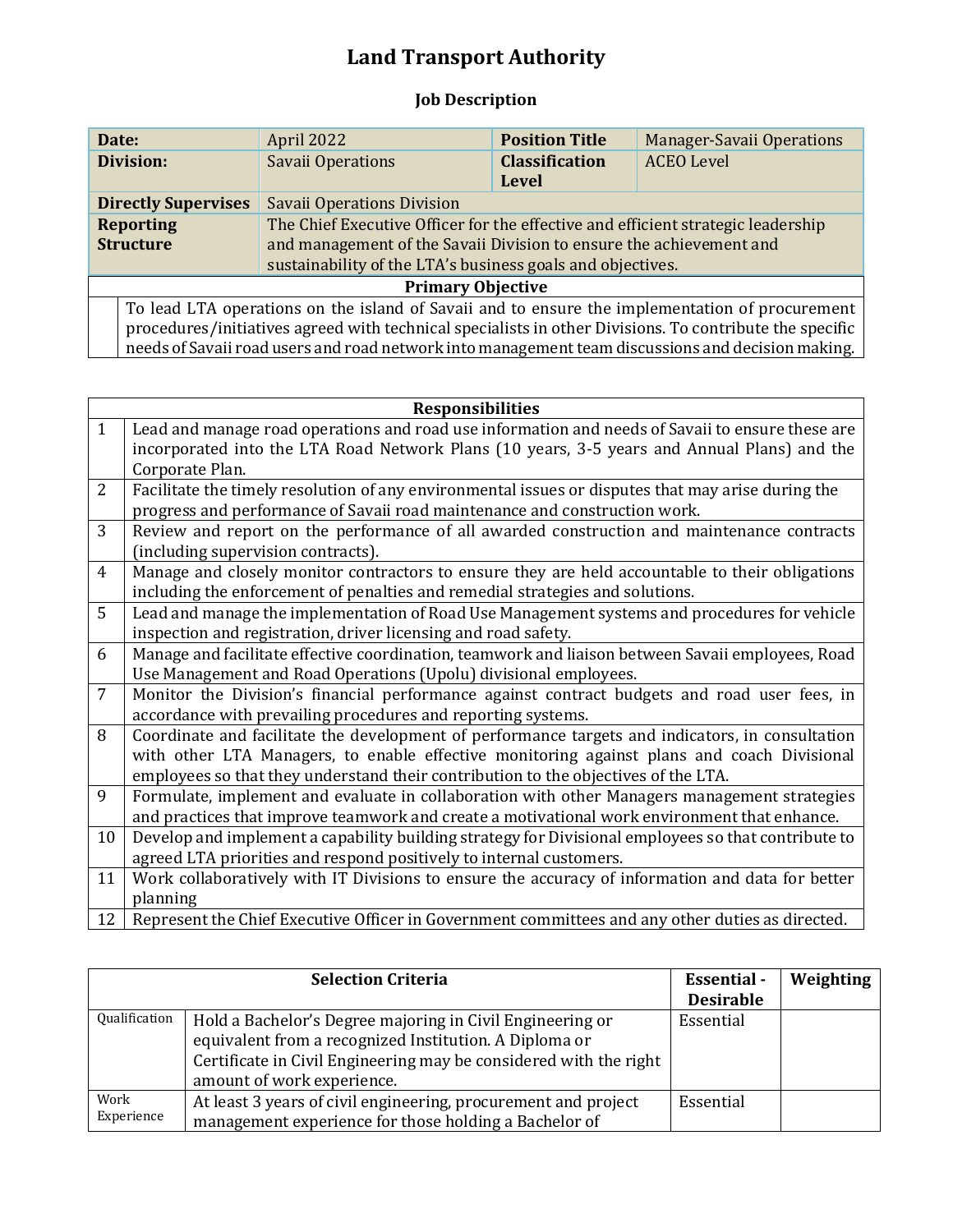# Land Transport Authority

## Job Description

| Date: | April 2022 | Position Title | Manager-Savaii Operations |
|---|---|---|---|
| Division: | Savaii Operations | Classification Level | ACEO Level |
| Directly Supervises | Savaii Operations Division | | |
| Reporting Structure | The Chief Executive Officer for the effective and efficient strategic leadership and management of the Savaii Division to ensure the achievement and sustainability of the LTA's business goals and objectives. | | |

| Primary Objective |
|---|
| To lead LTA operations on the island of Savaii and to ensure the implementation of procurement procedures/initiatives agreed with technical specialists in other Divisions. To contribute the specific needs of Savaii road users and road network into management team discussions and decision making. |

| | Responsibilities |
|---|---|
| 1 | Lead and manage road operations and road use information and needs of Savaii to ensure these are incorporated into the LTA Road Network Plans (10 years, 3-5 years and Annual Plans) and the Corporate Plan. |
| 2 | Facilitate the timely resolution of any environmental issues or disputes that may arise during the progress and performance of Savaii road maintenance and construction work. |
| 3 | Review and report on the performance of all awarded construction and maintenance contracts (including supervision contracts). |
| 4 | Manage and closely monitor contractors to ensure they are held accountable to their obligations including the enforcement of penalties and remedial strategies and solutions. |
| 5 | Lead and manage the implementation of Road Use Management systems and procedures for vehicle inspection and registration, driver licensing and road safety. |
| 6 | Manage and facilitate effective coordination, teamwork and liaison between Savaii employees, Road Use Management and Road Operations (Upolu) divisional employees. |
| 7 | Monitor the Division's financial performance against contract budgets and road user fees, in accordance with prevailing procedures and reporting systems. |
| 8 | Coordinate and facilitate the development of performance targets and indicators, in consultation with other LTA Managers, to enable effective monitoring against plans and coach Divisional employees so that they understand their contribution to the objectives of the LTA. |
| 9 | Formulate, implement and evaluate in collaboration with other Managers management strategies and practices that improve teamwork and create a motivational work environment that enhance. |
| 10 | Develop and implement a capability building strategy for Divisional employees so that contribute to agreed LTA priorities and respond positively to internal customers. |
| 11 | Work collaboratively with IT Divisions to ensure the accuracy of information and data for better planning |
| 12 | Represent the Chief Executive Officer in Government committees and any other duties as directed. |

| Selection Criteria | | Essential - Desirable | Weighting |
|---|---|---|---|
| Qualification | Hold a Bachelor's Degree majoring in Civil Engineering or equivalent from a recognized Institution. A Diploma or Certificate in Civil Engineering may be considered with the right amount of work experience. | Essential | |
| Work Experience | At least 3 years of civil engineering, procurement and project management experience for those holding a Bachelor of | Essential | |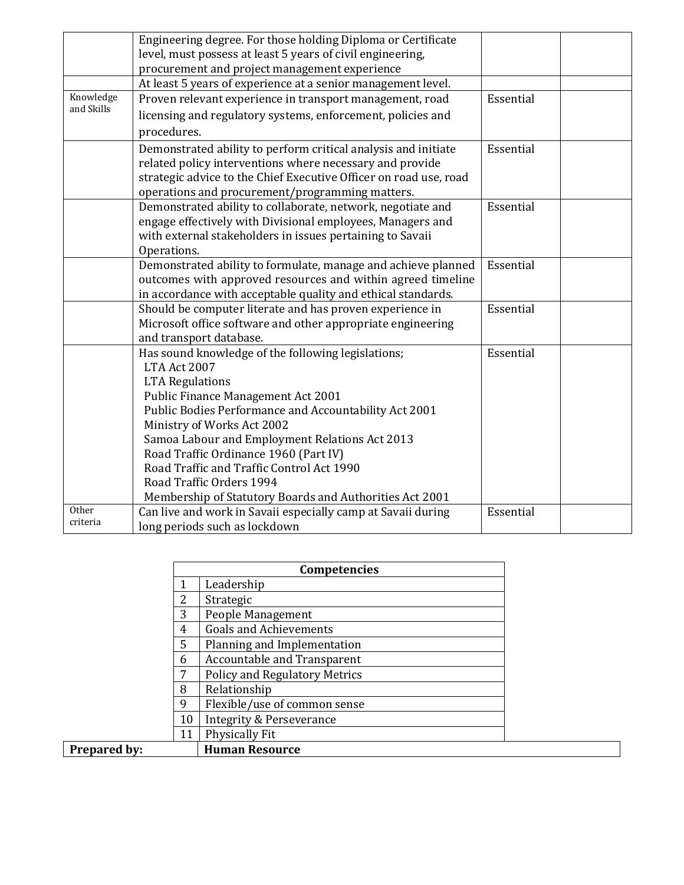| | | | |
|---|---|---|---|
| | Engineering degree. For those holding Diploma or Certificate level, must possess at least 5 years of civil engineering, procurement and project management experience | | |
| | At least 5 years of experience at a senior management level. | | |
| Knowledge and Skills | Proven relevant experience in transport management, road licensing and regulatory systems, enforcement, policies and procedures. | Essential | |
| | Demonstrated ability to perform critical analysis and initiate related policy interventions where necessary and provide strategic advice to the Chief Executive Officer on road use, road operations and procurement/programming matters. | Essential | |
| | Demonstrated ability to collaborate, network, negotiate and engage effectively with Divisional employees, Managers and with external stakeholders in issues pertaining to Savaii Operations. | Essential | |
| | Demonstrated ability to formulate, manage and achieve planned outcomes with approved resources and within agreed timeline in accordance with acceptable quality and ethical standards. | Essential | |
| | Should be computer literate and has proven experience in Microsoft office software and other appropriate engineering and transport database. | Essential | |
| | Has sound knowledge of the following legislations;<br>LTA Act 2007<br>LTA Regulations<br>Public Finance Management Act 2001<br>Public Bodies Performance and Accountability Act 2001<br>Ministry of Works Act 2002<br>Samoa Labour and Employment Relations Act 2013<br>Road Traffic Ordinance 1960 (Part IV)<br>Road Traffic and Traffic Control Act 1990<br>Road Traffic Orders 1994<br>Membership of Statutory Boards and Authorities Act 2001 | Essential | |
| Other criteria | Can live and work in Savaii especially camp at Savaii during long periods such as lockdown | Essential | |

| | **Competencies** |
|---|---|
| 1 | Leadership |
| 2 | Strategic |
| 3 | People Management |
| 4 | Goals and Achievements |
| 5 | Planning and Implementation |
| 6 | Accountable and Transparent |
| 7 | Policy and Regulatory Metrics |
| 8 | Relationship |
| 9 | Flexible/use of common sense |
| 10 | Integrity & Perseverance |
| 11 | Physically Fit |

| | |
|---|---|
| **Prepared by:** | **Human Resource** |